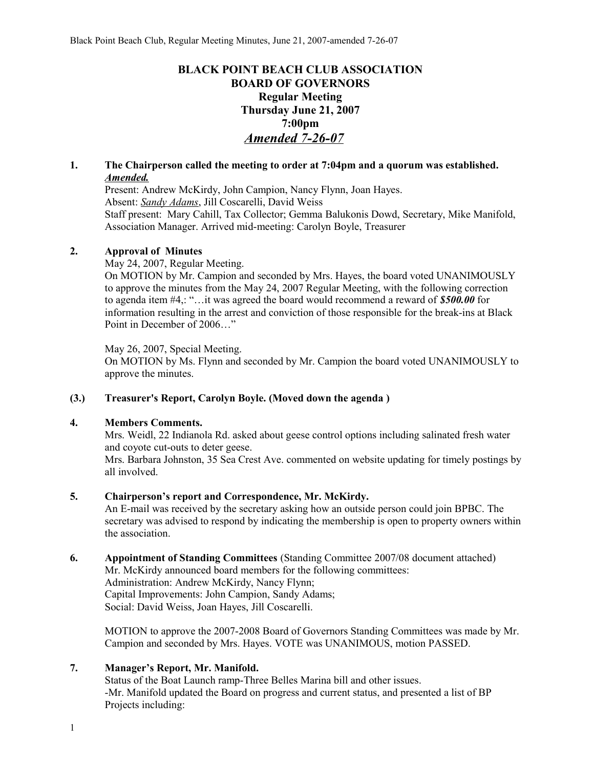# BLACK POINT BEACH CLUB ASSOCIATION
## BOARD OF GOVERNORS
### Regular Meeting
### Thursday June 21, 2007
### 7:00pm
### ***Amended 7-26-07***

**1. The Chairperson called the meeting to order at 7:04pm and a quorum was established.**
***Amended.***

Present: Andrew McKirdy, John Campion, Nancy Flynn, Joan Hayes.
Absent: *Sandy Adams*, Jill Coscarelli, David Weiss
Staff present: Mary Cahill, Tax Collector; Gemma Balukonis Dowd, Secretary, Mike Manifold, Association Manager. Arrived mid-meeting: Carolyn Boyle, Treasurer

**2. Approval of Minutes**

May 24, 2007, Regular Meeting.
On MOTION by Mr. Campion and seconded by Mrs. Hayes, the board voted UNANIMOUSLY to approve the minutes from the May 24, 2007 Regular Meeting, with the following correction to agenda item #4,: "…it was agreed the board would recommend a reward of ***$500.00*** for information resulting in the arrest and conviction of those responsible for the break-ins at Black Point in December of 2006…"

May 26, 2007, Special Meeting.
On MOTION by Ms. Flynn and seconded by Mr. Campion the board voted UNANIMOUSLY to approve the minutes.

**(3.) Treasurer's Report, Carolyn Boyle. (Moved down the agenda )**

**4. Members Comments.**

Mrs. Weidl, 22 Indianola Rd. asked about geese control options including salinated fresh water and coyote cut-outs to deter geese.
Mrs. Barbara Johnston, 35 Sea Crest Ave. commented on website updating for timely postings by all involved.

**5. Chairperson's report and Correspondence, Mr. McKirdy.**

An E-mail was received by the secretary asking how an outside person could join BPBC. The secretary was advised to respond by indicating the membership is open to property owners within the association.

**6. Appointment of Standing Committees** (Standing Committee 2007/08 document attached)

Mr. McKirdy announced board members for the following committees:
Administration: Andrew McKirdy, Nancy Flynn;
Capital Improvements: John Campion, Sandy Adams;
Social: David Weiss, Joan Hayes, Jill Coscarelli.

MOTION to approve the 2007-2008 Board of Governors Standing Committees was made by Mr. Campion and seconded by Mrs. Hayes. VOTE was UNANIMOUS, motion PASSED.

**7. Manager's Report, Mr. Manifold.**

Status of the Boat Launch ramp-Three Belles Marina bill and other issues.
-Mr. Manifold updated the Board on progress and current status, and presented a list of BP Projects including: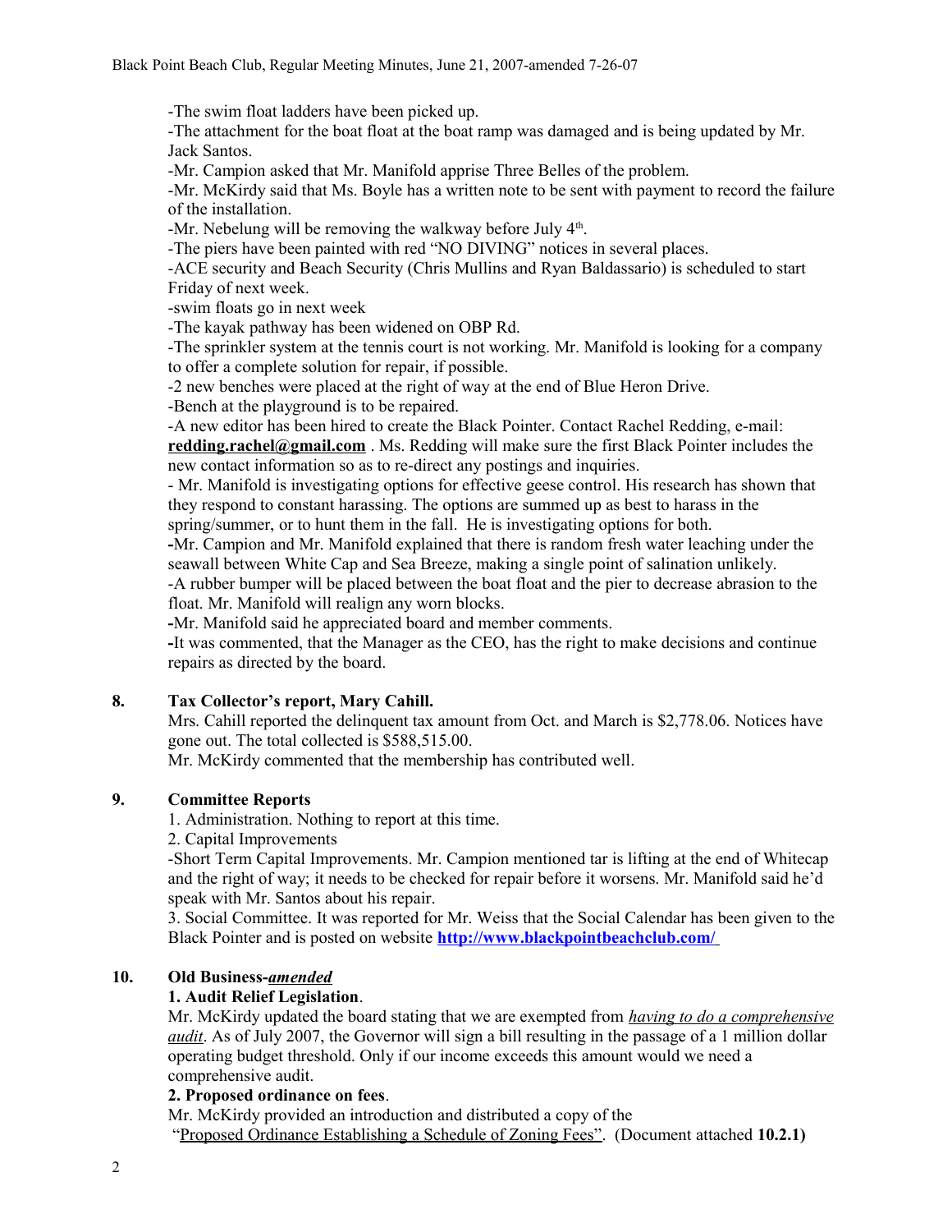-The swim float ladders have been picked up.

-The attachment for the boat float at the boat ramp was damaged and is being updated by Mr. Jack Santos.

-Mr. Campion asked that Mr. Manifold apprise Three Belles of the problem.

-Mr. McKirdy said that Ms. Boyle has a written note to be sent with payment to record the failure of the installation.

-Mr. Nebelung will be removing the walkway before July 4th.

-The piers have been painted with red "NO DIVING" notices in several places.

-ACE security and Beach Security (Chris Mullins and Ryan Baldassario) is scheduled to start Friday of next week.

-swim floats go in next week

-The kayak pathway has been widened on OBP Rd.

-The sprinkler system at the tennis court is not working. Mr. Manifold is looking for a company to offer a complete solution for repair, if possible.

-2 new benches were placed at the right of way at the end of Blue Heron Drive.

-Bench at the playground is to be repaired.

-A new editor has been hired to create the Black Pointer. Contact Rachel Redding, e-mail: **redding.rachel@gmail.com** . Ms. Redding will make sure the first Black Pointer includes the new contact information so as to re-direct any postings and inquiries.

- Mr. Manifold is investigating options for effective geese control. His research has shown that they respond to constant harassing. The options are summed up as best to harass in the spring/summer, or to hunt them in the fall. He is investigating options for both.

-Mr. Campion and Mr. Manifold explained that there is random fresh water leaching under the seawall between White Cap and Sea Breeze, making a single point of salination unlikely.

-A rubber bumper will be placed between the boat float and the pier to decrease abrasion to the float. Mr. Manifold will realign any worn blocks.

-Mr. Manifold said he appreciated board and member comments.

-It was commented, that the Manager as the CEO, has the right to make decisions and continue repairs as directed by the board.

## 8. Tax Collector's report, Mary Cahill.

Mrs. Cahill reported the delinquent tax amount from Oct. and March is $2,778.06. Notices have gone out. The total collected is $588,515.00.

Mr. McKirdy commented that the membership has contributed well.

## 9. Committee Reports

1. Administration. Nothing to report at this time.
2. Capital Improvements

-Short Term Capital Improvements. Mr. Campion mentioned tar is lifting at the end of Whitecap and the right of way; it needs to be checked for repair before it worsens. Mr. Manifold said he'd speak with Mr. Santos about his repair.

3. Social Committee. It was reported for Mr. Weiss that the Social Calendar has been given to the Black Pointer and is posted on website **http://www.blackpointbeachclub.com/**

## 10. Old Business-*amended*

**1. Audit Relief Legislation**.

Mr. McKirdy updated the board stating that we are exempted from *having to do a comprehensive audit*. As of July 2007, the Governor will sign a bill resulting in the passage of a 1 million dollar operating budget threshold. Only if our income exceeds this amount would we need a comprehensive audit.

**2. Proposed ordinance on fees**.

Mr. McKirdy provided an introduction and distributed a copy of the "Proposed Ordinance Establishing a Schedule of Zoning Fees". (Document attached **10.2.1)**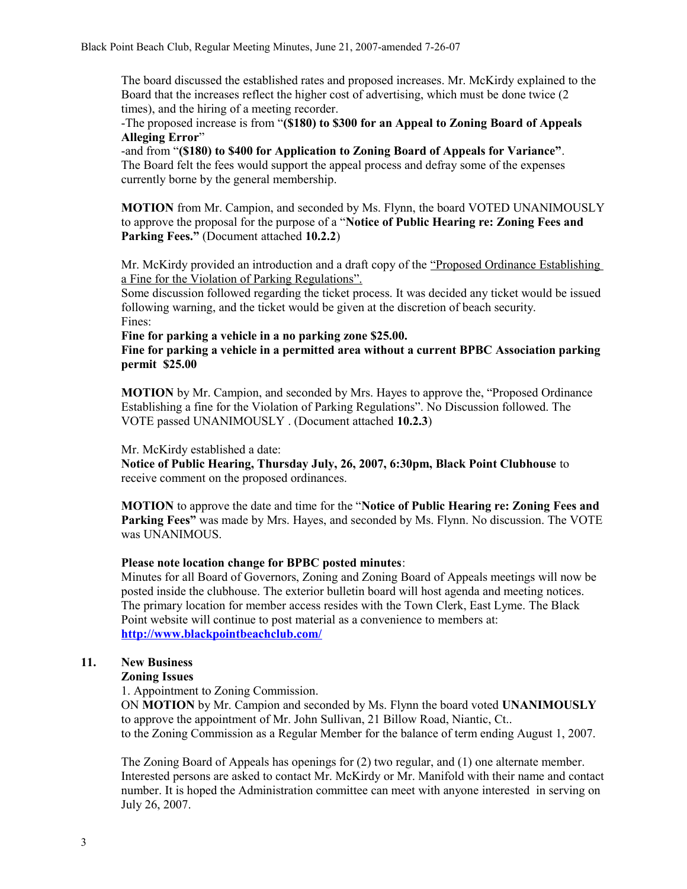The board discussed the established rates and proposed increases. Mr. McKirdy explained to the Board that the increases reflect the higher cost of advertising, which must be done twice (2 times), and the hiring of a meeting recorder.

-The proposed increase is from "**($180) to $300 for an Appeal to Zoning Board of Appeals Alleging Error**"

-and from "**($180) to $400 for Application to Zoning Board of Appeals for Variance"**.

The Board felt the fees would support the appeal process and defray some of the expenses currently borne by the general membership.

**MOTION** from Mr. Campion, and seconded by Ms. Flynn, the board VOTED UNANIMOUSLY to approve the proposal for the purpose of a "**Notice of Public Hearing re: Zoning Fees and Parking Fees."** (Document attached **10.2.2**)

Mr. McKirdy provided an introduction and a draft copy of the "Proposed Ordinance Establishing a Fine for the Violation of Parking Regulations".

Some discussion followed regarding the ticket process. It was decided any ticket would be issued following warning, and the ticket would be given at the discretion of beach security.

Fines:

**Fine for parking a vehicle in a no parking zone $25.00.**

**Fine for parking a vehicle in a permitted area without a current BPBC Association parking permit $25.00**

**MOTION** by Mr. Campion, and seconded by Mrs. Hayes to approve the, "Proposed Ordinance Establishing a fine for the Violation of Parking Regulations". No Discussion followed. The VOTE passed UNANIMOUSLY . (Document attached **10.2.3**)

Mr. McKirdy established a date:

**Notice of Public Hearing, Thursday July, 26, 2007, 6:30pm, Black Point Clubhouse** to receive comment on the proposed ordinances.

**MOTION** to approve the date and time for the "**Notice of Public Hearing re: Zoning Fees and Parking Fees"** was made by Mrs. Hayes, and seconded by Ms. Flynn. No discussion. The VOTE was UNANIMOUS.

**Please note location change for BPBC posted minutes**:

Minutes for all Board of Governors, Zoning and Zoning Board of Appeals meetings will now be posted inside the clubhouse. The exterior bulletin board will host agenda and meeting notices. The primary location for member access resides with the Town Clerk, East Lyme. The Black Point website will continue to post material as a convenience to members at: **http://www.blackpointbeachclub.com/**

## 11. New Business

**Zoning Issues**

1. Appointment to Zoning Commission.

ON **MOTION** by Mr. Campion and seconded by Ms. Flynn the board voted **UNANIMOUSLY** to approve the appointment of Mr. John Sullivan, 21 Billow Road, Niantic, Ct.. to the Zoning Commission as a Regular Member for the balance of term ending August 1, 2007.

The Zoning Board of Appeals has openings for (2) two regular, and (1) one alternate member. Interested persons are asked to contact Mr. McKirdy or Mr. Manifold with their name and contact number. It is hoped the Administration committee can meet with anyone interested in serving on July 26, 2007.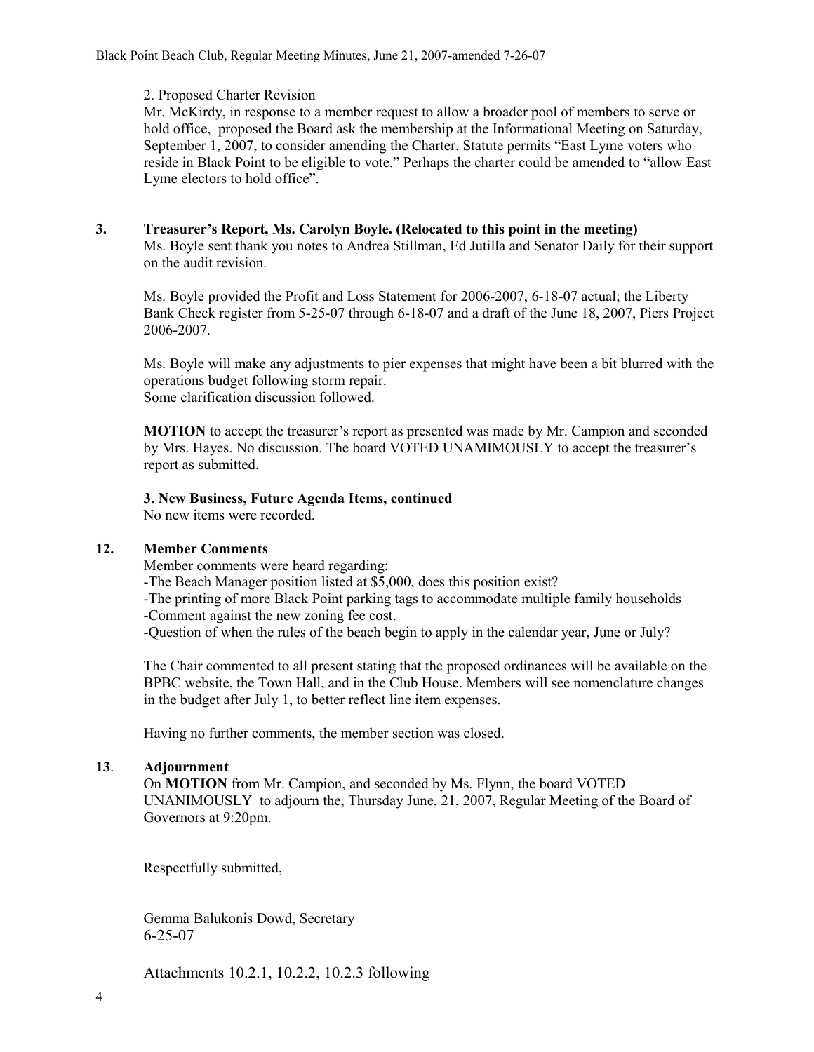2. Proposed Charter Revision

Mr. McKirdy, in response to a member request to allow a broader pool of members to serve or hold office, proposed the Board ask the membership at the Informational Meeting on Saturday, September 1, 2007, to consider amending the Charter. Statute permits "East Lyme voters who reside in Black Point to be eligible to vote." Perhaps the charter could be amended to "allow East Lyme electors to hold office".

**3. Treasurer's Report, Ms. Carolyn Boyle. (Relocated to this point in the meeting)**

Ms. Boyle sent thank you notes to Andrea Stillman, Ed Jutilla and Senator Daily for their support on the audit revision.

Ms. Boyle provided the Profit and Loss Statement for 2006-2007, 6-18-07 actual; the Liberty Bank Check register from 5-25-07 through 6-18-07 and a draft of the June 18, 2007, Piers Project 2006-2007.

Ms. Boyle will make any adjustments to pier expenses that might have been a bit blurred with the operations budget following storm repair.
Some clarification discussion followed.

**MOTION** to accept the treasurer's report as presented was made by Mr. Campion and seconded by Mrs. Hayes. No discussion. The board VOTED UNAMIMOUSLY to accept the treasurer's report as submitted.

**3. New Business, Future Agenda Items, continued**

No new items were recorded.

**12. Member Comments**

Member comments were heard regarding:

-The Beach Manager position listed at $5,000, does this position exist?
-The printing of more Black Point parking tags to accommodate multiple family households
-Comment against the new zoning fee cost.
-Question of when the rules of the beach begin to apply in the calendar year, June or July?

The Chair commented to all present stating that the proposed ordinances will be available on the BPBC website, the Town Hall, and in the Club House. Members will see nomenclature changes in the budget after July 1, to better reflect line item expenses.

Having no further comments, the member section was closed.

**13. Adjournment**

On **MOTION** from Mr. Campion, and seconded by Ms. Flynn, the board VOTED UNANIMOUSLY to adjourn the, Thursday June, 21, 2007, Regular Meeting of the Board of Governors at 9:20pm.

Respectfully submitted,

Gemma Balukonis Dowd, Secretary
6-25-07

Attachments 10.2.1, 10.2.2, 10.2.3 following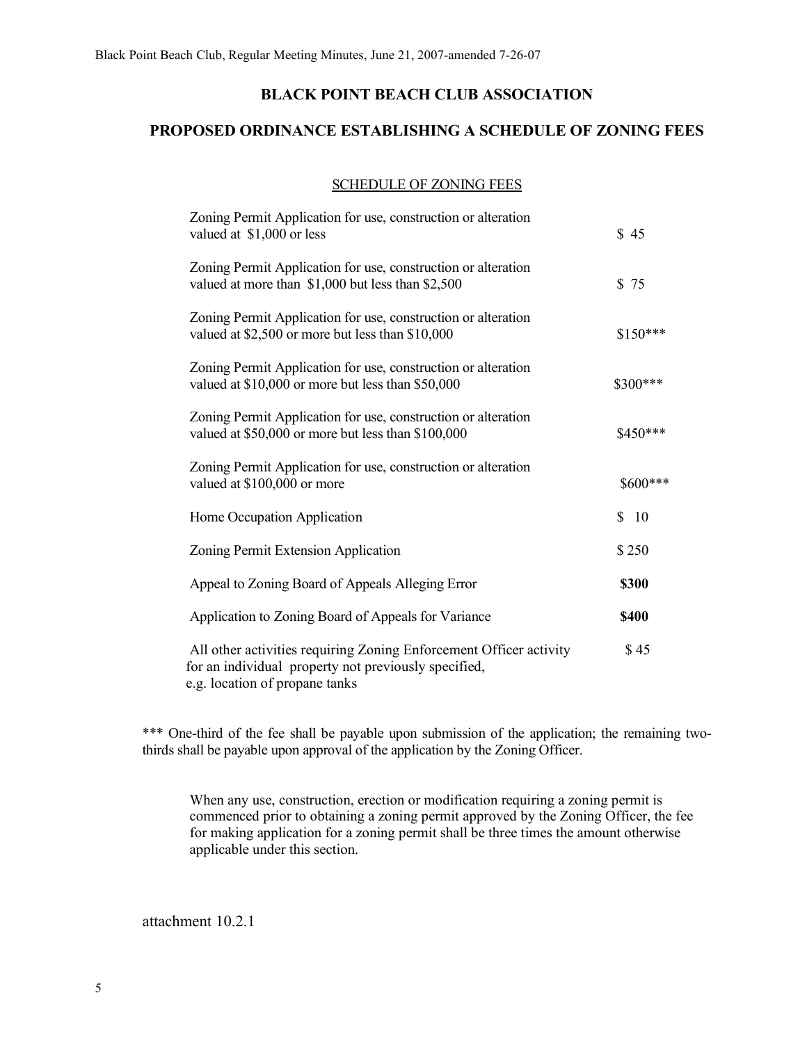## BLACK POINT BEACH CLUB ASSOCIATION

## PROPOSED ORDINANCE ESTABLISHING A SCHEDULE OF ZONING FEES

<u>SCHEDULE OF ZONING FEES</u>

| | |
|---|---|
| Zoning Permit Application for use, construction or alteration valued at $1,000 or less | $ 45 |
| Zoning Permit Application for use, construction or alteration valued at more than $1,000 but less than $2,500 | $ 75 |
| Zoning Permit Application for use, construction or alteration valued at $2,500 or more but less than $10,000 | $150*** |
| Zoning Permit Application for use, construction or alteration valued at $10,000 or more but less than $50,000 | $300*** |
| Zoning Permit Application for use, construction or alteration valued at $50,000 or more but less than $100,000 | $450*** |
| Zoning Permit Application for use, construction or alteration valued at $100,000 or more | $600*** |
| Home Occupation Application | $ 10 |
| Zoning Permit Extension Application | $ 250 |
| Appeal to Zoning Board of Appeals Alleging Error | **$300** |
| Application to Zoning Board of Appeals for Variance | **$400** |
| All other activities requiring Zoning Enforcement Officer activity for an individual property not previously specified, e.g. location of propane tanks | $ 45 |

*** One-third of the fee shall be payable upon submission of the application; the remaining two-thirds shall be payable upon approval of the application by the Zoning Officer.

When any use, construction, erection or modification requiring a zoning permit is commenced prior to obtaining a zoning permit approved by the Zoning Officer, the fee for making application for a zoning permit shall be three times the amount otherwise applicable under this section.

attachment 10.2.1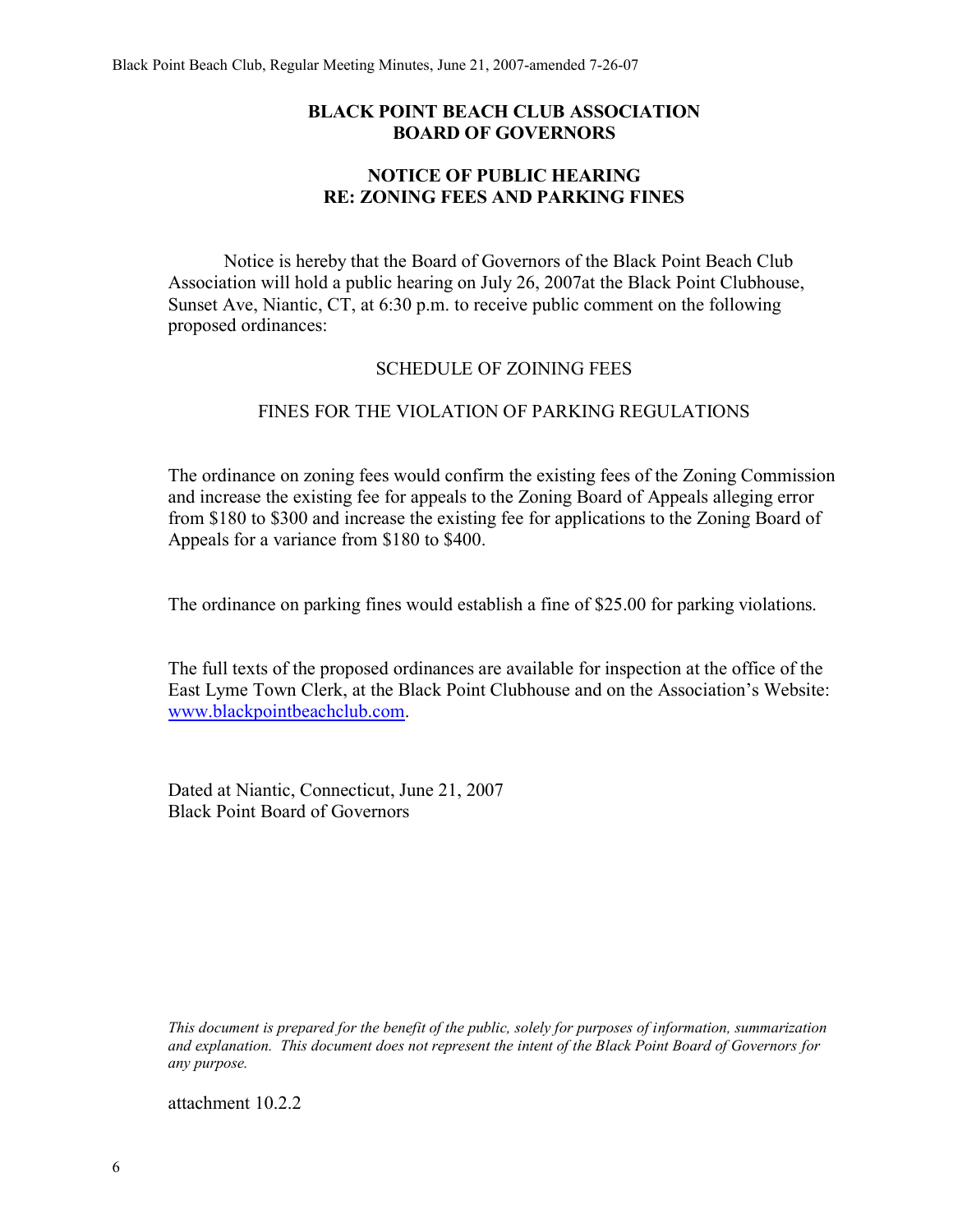# BLACK POINT BEACH CLUB ASSOCIATION
# BOARD OF GOVERNORS

## NOTICE OF PUBLIC HEARING
## RE: ZONING FEES AND PARKING FINES

Notice is hereby that the Board of Governors of the Black Point Beach Club Association will hold a public hearing on July 26, 2007at the Black Point Clubhouse, Sunset Ave, Niantic, CT, at 6:30 p.m. to receive public comment on the following proposed ordinances:

SCHEDULE OF ZOINING FEES

FINES FOR THE VIOLATION OF PARKING REGULATIONS

The ordinance on zoning fees would confirm the existing fees of the Zoning Commission and increase the existing fee for appeals to the Zoning Board of Appeals alleging error from $180 to $300 and increase the existing fee for applications to the Zoning Board of Appeals for a variance from $180 to $400.

The ordinance on parking fines would establish a fine of $25.00 for parking violations.

The full texts of the proposed ordinances are available for inspection at the office of the East Lyme Town Clerk, at the Black Point Clubhouse and on the Association's Website: www.blackpointbeachclub.com.

Dated at Niantic, Connecticut, June 21, 2007
Black Point Board of Governors

*This document is prepared for the benefit of the public, solely for purposes of information, summarization and explanation. This document does not represent the intent of the Black Point Board of Governors for any purpose.*

attachment 10.2.2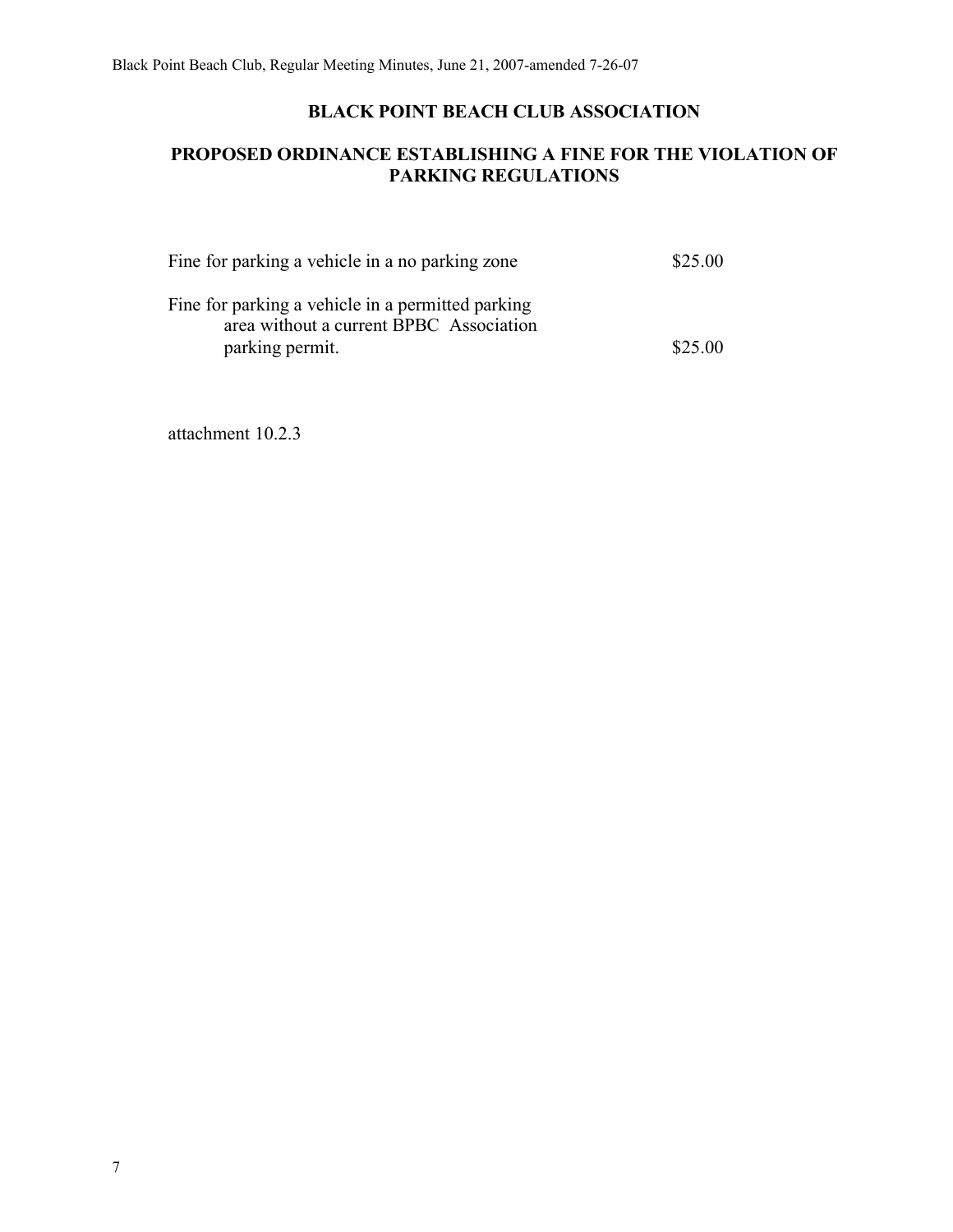# BLACK POINT BEACH CLUB ASSOCIATION

## PROPOSED ORDINANCE ESTABLISHING A FINE FOR THE VIOLATION OF PARKING REGULATIONS

| | |
|---|---|
| Fine for parking a vehicle in a no parking zone | \$25.00 |
| Fine for parking a vehicle in a permitted parking area without a current BPBC Association parking permit. | \$25.00 |

attachment 10.2.3